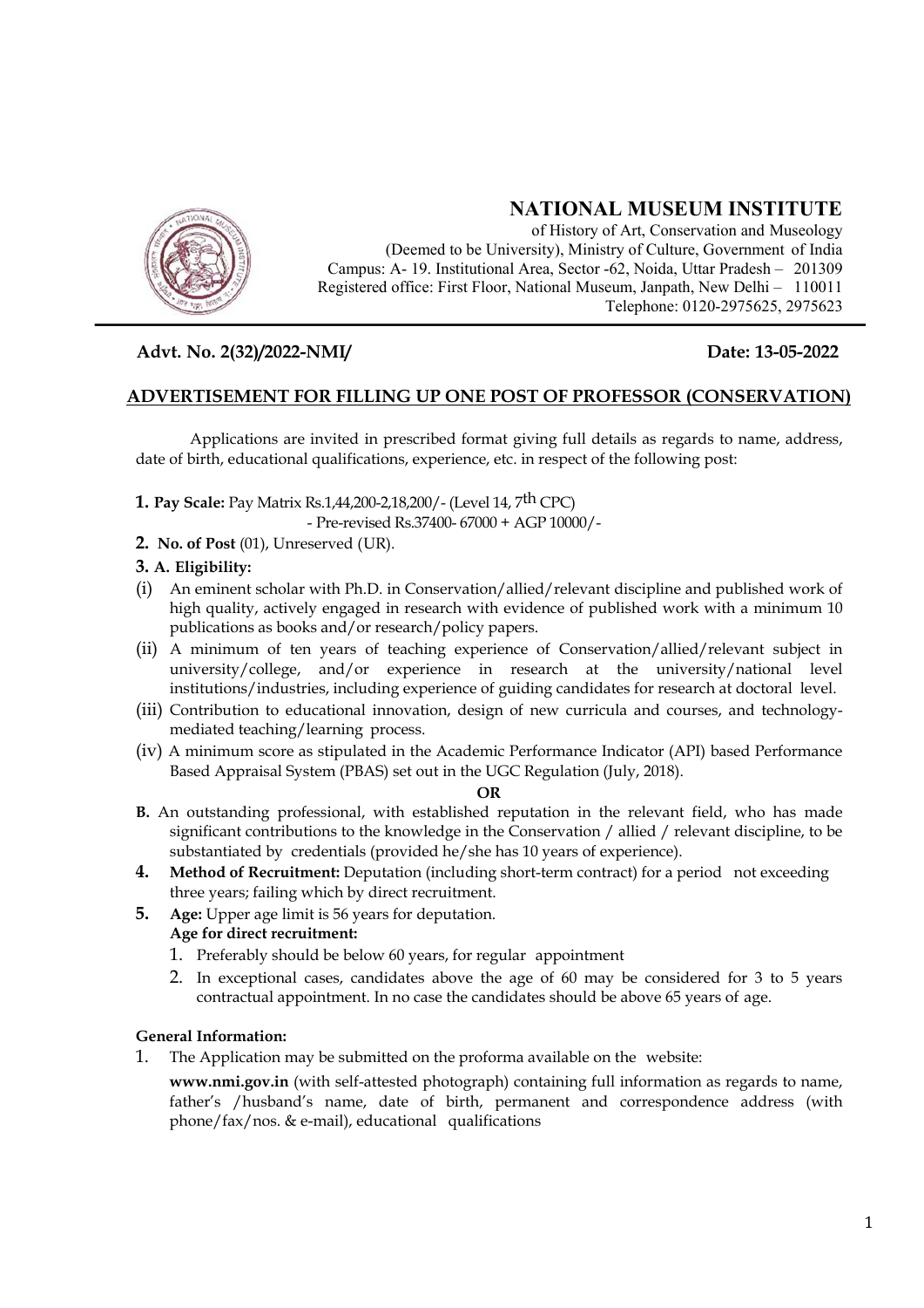# NATIONAL MUSEUM INSTITUTE

of History of Art, Conservation and Museology
(Deemed to be University), Ministry of Culture, Government of India
Campus: A- 19. Institutional Area, Sector -62, Noida, Uttar Pradesh – 201309
Registered office: First Floor, National Museum, Janpath, New Delhi – 110011
Telephone: 0120-2975625, 2975623

**Advt. No. 2(32)/2022-NMI/** **Date: 13-05-2022**

## ADVERTISEMENT FOR FILLING UP ONE POST OF PROFESSOR (CONSERVATION)

Applications are invited in prescribed format giving full details as regards to name, address, date of birth, educational qualifications, experience, etc. in respect of the following post:

**1. Pay Scale:** Pay Matrix Rs.1,44,200-2,18,200/- (Level 14, 7th CPC)
- Pre-revised Rs.37400- 67000 + AGP 10000/-

**2. No. of Post** (01), Unreserved (UR).

**3. A. Eligibility:**

(i) An eminent scholar with Ph.D. in Conservation/allied/relevant discipline and published work of high quality, actively engaged in research with evidence of published work with a minimum 10 publications as books and/or research/policy papers.

(ii) A minimum of ten years of teaching experience of Conservation/allied/relevant subject in university/college, and/or experience in research at the university/national level institutions/industries, including experience of guiding candidates for research at doctoral level.

(iii) Contribution to educational innovation, design of new curricula and courses, and technology-mediated teaching/learning process.

(iv) A minimum score as stipulated in the Academic Performance Indicator (API) based Performance Based Appraisal System (PBAS) set out in the UGC Regulation (July, 2018).

**OR**

**B.** An outstanding professional, with established reputation in the relevant field, who has made significant contributions to the knowledge in the Conservation / allied / relevant discipline, to be substantiated by credentials (provided he/she has 10 years of experience).

**4. Method of Recruitment:** Deputation (including short-term contract) for a period not exceeding three years; failing which by direct recruitment.

**5. Age:** Upper age limit is 56 years for deputation.

**Age for direct recruitment:**

1. Preferably should be below 60 years, for regular appointment
2. In exceptional cases, candidates above the age of 60 may be considered for 3 to 5 years contractual appointment. In no case the candidates should be above 65 years of age.

**General Information:**

1. The Application may be submitted on the proforma available on the website:

   **www.nmi.gov.in** (with self-attested photograph) containing full information as regards to name, father's /husband's name, date of birth, permanent and correspondence address (with phone/fax/nos. & e-mail), educational qualifications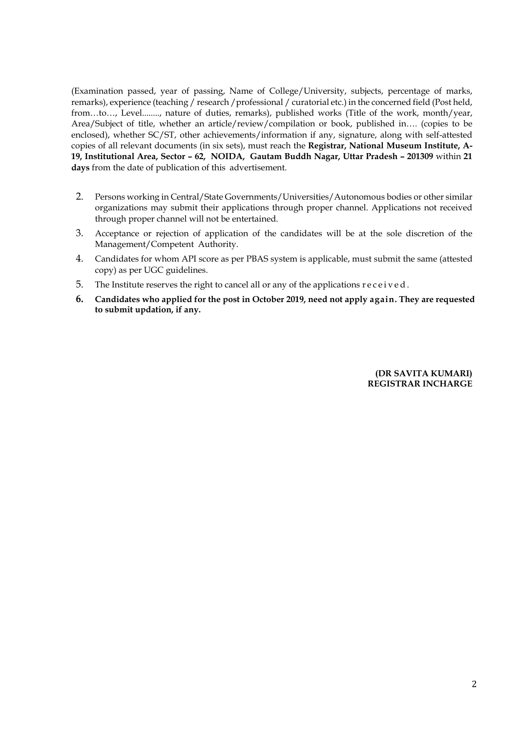(Examination passed, year of passing, Name of College/University, subjects, percentage of marks, remarks), experience (teaching / research / professional / curatorial etc.) in the concerned field (Post held, from…to…, Level........, nature of duties, remarks), published works (Title of the work, month/year, Area/Subject of title, whether an article/review/compilation or book, published in…. (copies to be enclosed), whether SC/ST, other achievements/information if any, signature, along with self-attested copies of all relevant documents (in six sets), must reach the **Registrar, National Museum Institute, A-19, Institutional Area, Sector – 62, NOIDA, Gautam Buddh Nagar, Uttar Pradesh – 201309** within **21 days** from the date of publication of this advertisement.

2. Persons working in Central/State Governments/Universities/Autonomous bodies or other similar organizations may submit their applications through proper channel. Applications not received through proper channel will not be entertained.
3. Acceptance or rejection of application of the candidates will be at the sole discretion of the Management/Competent Authority.
4. Candidates for whom API score as per PBAS system is applicable, must submit the same (attested copy) as per UGC guidelines.
5. The Institute reserves the right to cancel all or any of the applications received.
6. **Candidates who applied for the post in October 2019, need not apply again. They are requested to submit updation, if any.**

**(DR SAVITA KUMARI)**
**REGISTRAR INCHARGE**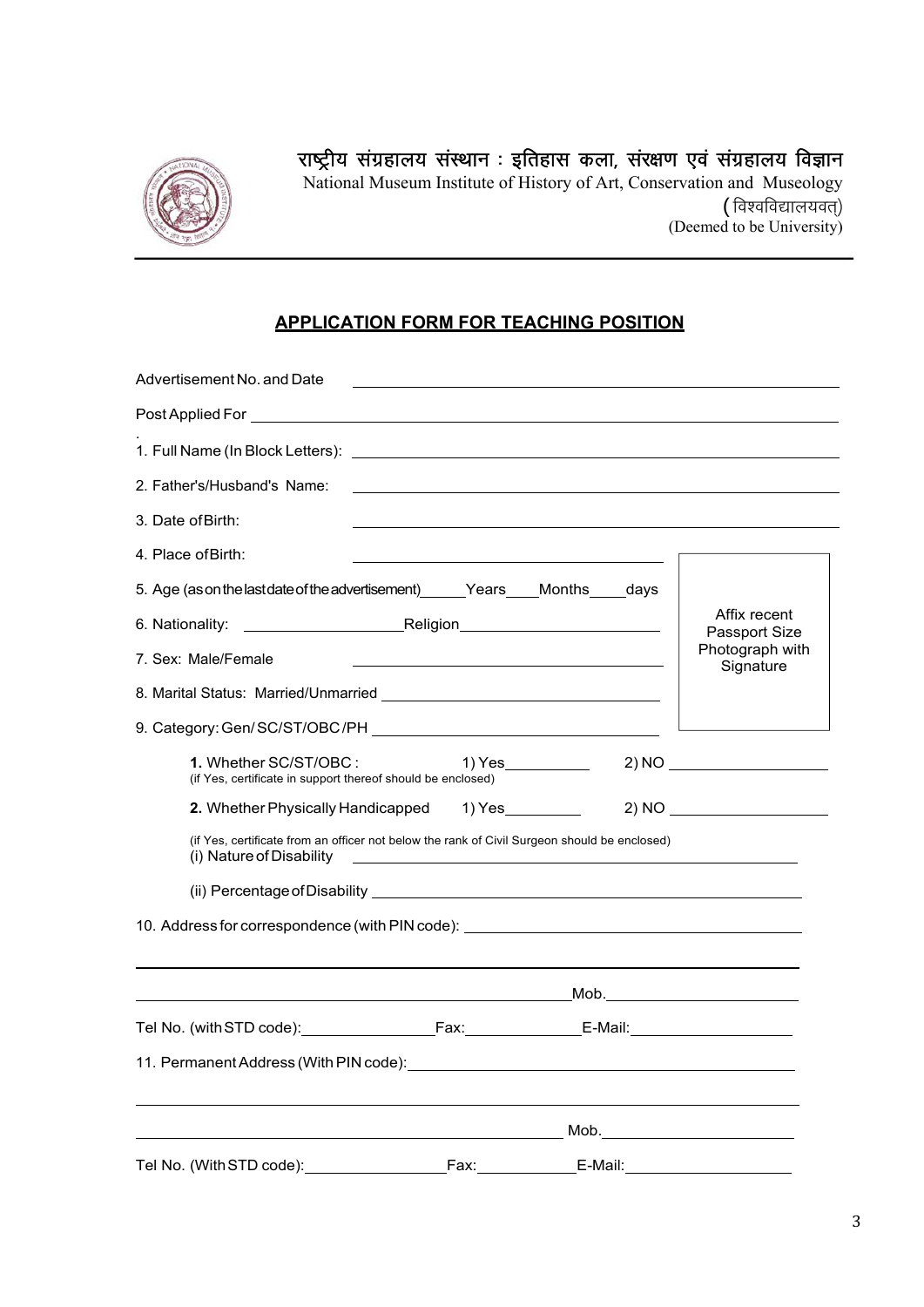राष्ट्रीय संग्रहालय संस्थान : इतिहास कला, संरक्षण एवं संग्रहालय विज्ञान

National Museum Institute of History of Art, Conservation and Museology

(विश्वविद्यालयवत्)

(Deemed to be University)

## APPLICATION FORM FOR TEACHING POSITION

Advertisement No. and Date ____________________

Post Applied For ____________________

1. Full Name (In Block Letters): ____________________
2. Father's/Husband's Name: ____________________
3. Date of Birth: ____________________
4. Place of Birth: ____________________
5. Age (as on the last date of the advertisement) ______Years ____Months ____days
6. Nationality: ____________________ Religion ____________________
7. Sex: Male/Female ____________________
8. Marital Status: Married/Unmarried ____________________
9. Category: Gen/ SC/ST/OBC /PH ____________________

Affix recent Passport Size Photograph with Signature

**1.** Whether SC/ST/OBC : 1) Yes__________ 2) NO ____________________
(if Yes, certificate in support thereof should be enclosed)

**2.** Whether Physically Handicapped 1) Yes__________ 2) NO ____________________

(if Yes, certificate from an officer not below the rank of Civil Surgeon should be enclosed)

(i) Nature of Disability ____________________

(ii) Percentage of Disability ____________________

10. Address for correspondence (with PIN code): ____________________

____________________

____________________ Mob.____________________

Tel No. (with STD code):________________Fax:______________E-Mail:____________________

11. Permanent Address (With PIN code):____________________

____________________

____________________ Mob.____________________

Tel No. (With STD code):________________Fax:______________E-Mail:____________________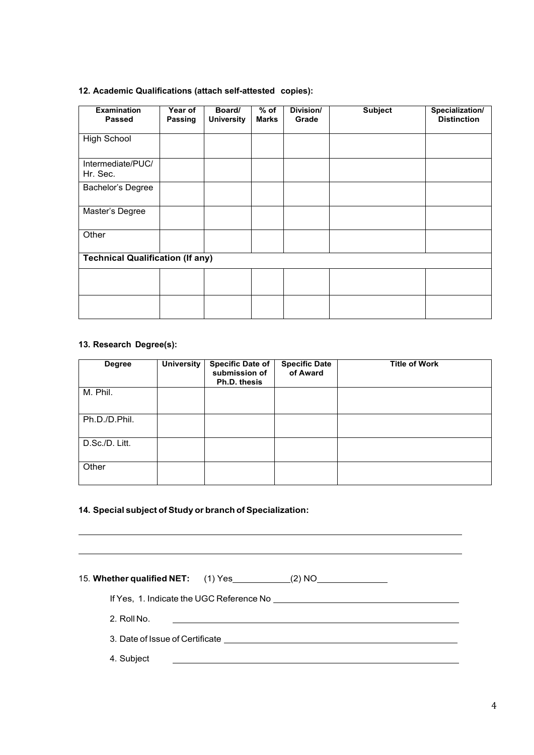**12. Academic Qualifications (attach self-attested copies):**

| Examination Passed | Year of Passing | Board/ University | % of Marks | Division/ Grade | Subject | Specialization/ Distinction |
|---|---|---|---|---|---|---|
| High School | | | | | | |
| Intermediate/PUC/ Hr. Sec. | | | | | | |
| Bachelor's Degree | | | | | | |
| Master's Degree | | | | | | |
| Other | | | | | | |
| **Technical Qualification (If any)** | | | | | | |
| | | | | | | |
| | | | | | | |

**13. Research Degree(s):**

| Degree | University | Specific Date of submission of Ph.D. thesis | Specific Date of Award | Title of Work |
|---|---|---|---|---|
| M. Phil. | | | | |
| Ph.D./D.Phil. | | | | |
| D.Sc./D. Litt. | | | | |
| Other | | | | |

**14. Special subject of Study or branch of Specialization:**

\_\_\_\_\_\_\_\_\_\_\_\_\_\_\_\_\_\_\_\_\_\_\_\_\_\_\_\_\_\_\_\_\_\_\_\_\_\_\_\_\_\_\_\_\_\_\_\_\_\_\_\_\_\_\_\_\_\_\_\_

\_\_\_\_\_\_\_\_\_\_\_\_\_\_\_\_\_\_\_\_\_\_\_\_\_\_\_\_\_\_\_\_\_\_\_\_\_\_\_\_\_\_\_\_\_\_\_\_\_\_\_\_\_\_\_\_\_\_\_\_

15. **Whether qualified NET:** (1) Yes\_\_\_\_\_\_\_\_\_\_\_\_ (2) NO\_\_\_\_\_\_\_\_\_\_\_\_\_\_\_

If Yes, 1. Indicate the UGC Reference No \_\_\_\_\_\_\_\_\_\_\_\_\_\_\_\_\_\_\_\_\_\_\_\_\_\_\_\_\_\_\_\_\_\_\_\_\_\_\_\_

2. Roll No. \_\_\_\_\_\_\_\_\_\_\_\_\_\_\_\_\_\_\_\_\_\_\_\_\_\_\_\_\_\_\_\_\_\_\_\_\_\_\_\_\_\_\_\_\_\_\_\_\_\_\_\_\_\_\_\_

3. Date of Issue of Certificate \_\_\_\_\_\_\_\_\_\_\_\_\_\_\_\_\_\_\_\_\_\_\_\_\_\_\_\_\_\_\_\_\_\_\_\_\_\_\_\_\_\_\_\_\_\_\_\_

4. Subject \_\_\_\_\_\_\_\_\_\_\_\_\_\_\_\_\_\_\_\_\_\_\_\_\_\_\_\_\_\_\_\_\_\_\_\_\_\_\_\_\_\_\_\_\_\_\_\_\_\_\_\_\_\_\_\_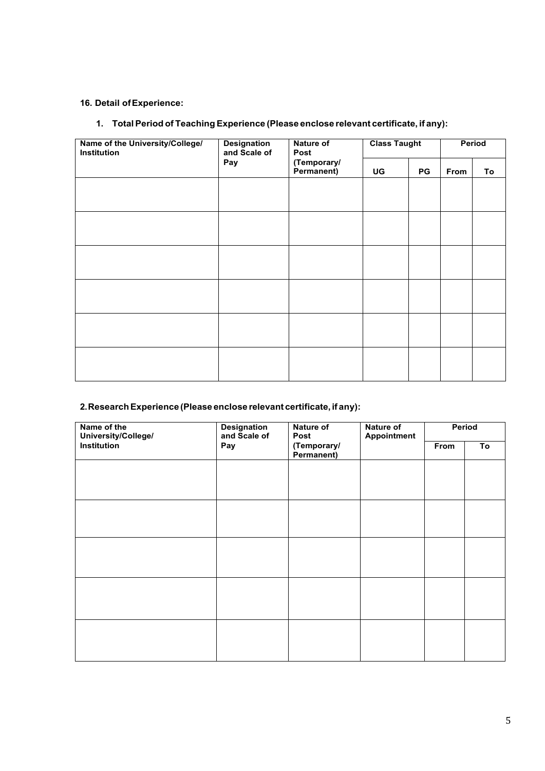**16. Detail of Experience:**

1. **Total Period of Teaching Experience (Please enclose relevant certificate, if any):**

| Name of the University/College/ Institution | Designation and Scale of Pay | Nature of Post (Temporary/ Permanent) | Class Taught | | Period | |
|---|---|---|---|---|---|---|
| | | | UG | PG | From | To |
| | | | | | | |
| | | | | | | |
| | | | | | | |
| | | | | | | |
| | | | | | | |
| | | | | | | |

**2. Research Experience (Please enclose relevant certificate, if any):**

| Name of the University/College/ Institution | Designation and Scale of Pay | Nature of Post (Temporary/ Permanent) | Nature of Appointment | Period | |
|---|---|---|---|---|---|
| | | | | From | To |
| | | | | | |
| | | | | | |
| | | | | | |
| | | | | | |
| | | | | | |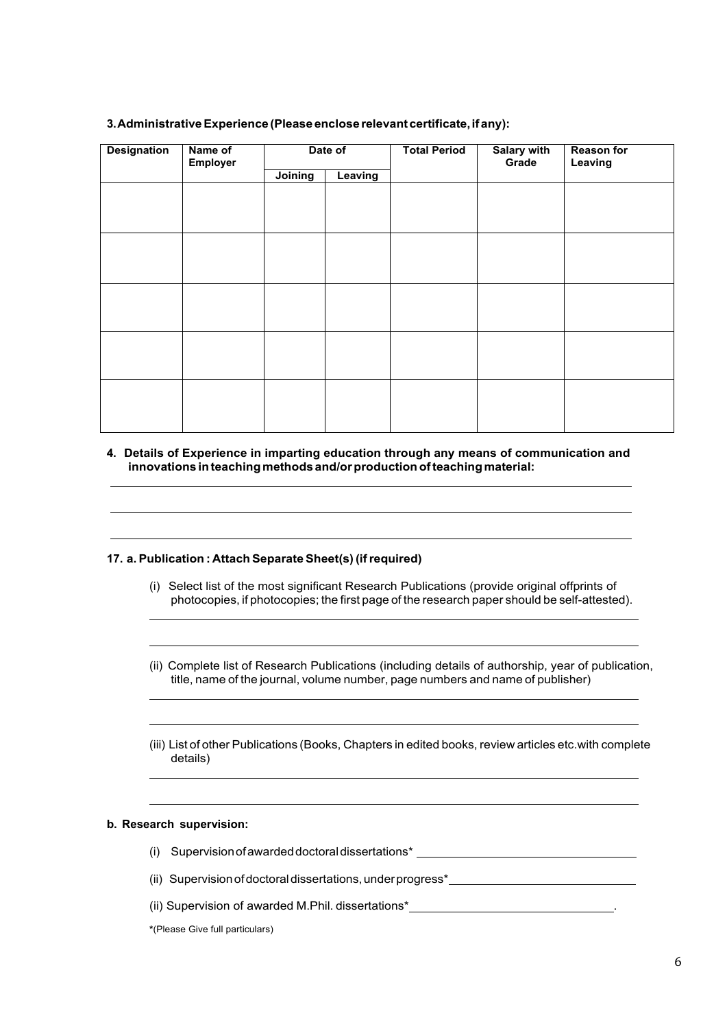**3. Administrative Experience (Please enclose relevant certificate, if any):**

| Designation | Name of Employer | Date of | | Total Period | Salary with Grade | Reason for Leaving |
|---|---|---|---|---|---|---|
| | | Joining | Leaving | | | |
| | | | | | | |
| | | | | | | |
| | | | | | | |
| | | | | | | |
| | | | | | | |

**4. Details of Experience in imparting education through any means of communication and innovations in teaching methods and/or production of teaching material:**

______________________________________________________________________

______________________________________________________________________

______________________________________________________________________

**17. a. Publication : Attach Separate Sheet(s) (if required)**

(i) Select list of the most significant Research Publications (provide original offprints of photocopies, if photocopies; the first page of the research paper should be self-attested).

______________________________________________________________________

______________________________________________________________________

(ii) Complete list of Research Publications (including details of authorship, year of publication, title, name of the journal, volume number, page numbers and name of publisher)

______________________________________________________________________

______________________________________________________________________

(iii) List of other Publications (Books, Chapters in edited books, review articles etc.with complete details)

______________________________________________________________________

______________________________________________________________________

**b. Research supervision:**

(i) Supervision of awarded doctoral dissertations* ______________________________

(ii) Supervision of doctoral dissertations, under progress* __________________________

(ii) Supervision of awarded M.Phil. dissertations* ____________________________.

*(Please Give full particulars)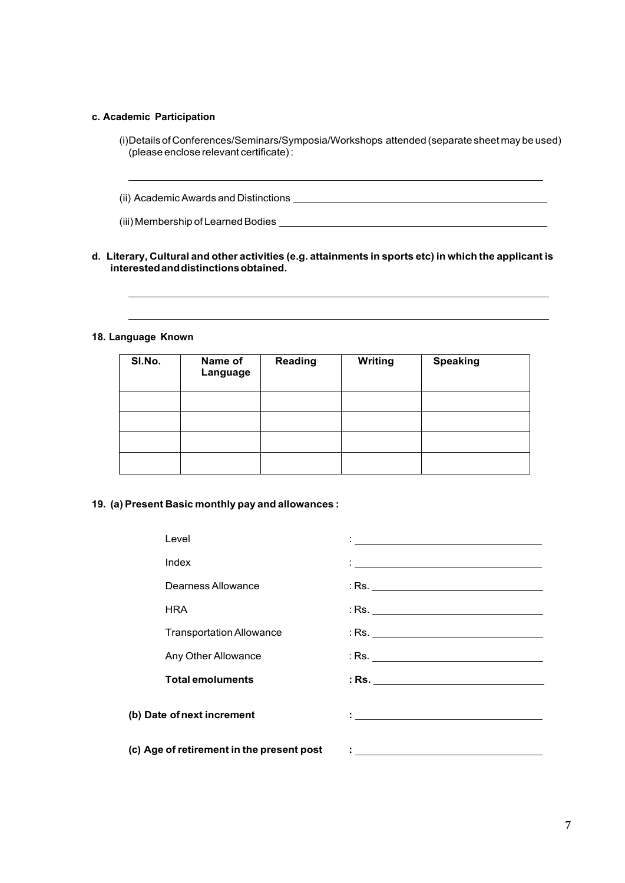**c. Academic Participation**

(i) Details of Conferences/Seminars/Symposia/Workshops attended (separate sheet may be used) (please enclose relevant certificate) :

\_\_\_\_\_\_\_\_\_\_\_\_\_\_\_\_\_\_\_\_\_\_\_\_\_\_\_\_\_\_\_\_\_\_\_\_\_\_\_\_\_\_\_\_\_\_\_\_\_\_\_\_\_\_\_\_\_\_\_\_

(ii) Academic Awards and Distinctions \_\_\_\_\_\_\_\_\_\_\_\_\_\_\_\_\_\_\_\_\_\_\_\_\_\_\_\_\_\_\_\_\_\_\_\_

(iii) Membership of Learned Bodies \_\_\_\_\_\_\_\_\_\_\_\_\_\_\_\_\_\_\_\_\_\_\_\_\_\_\_\_\_\_\_\_\_\_\_\_\_\_

**d. Literary, Cultural and other activities (e.g. attainments in sports etc) in which the applicant is interested and distinctions obtained.**

\_\_\_\_\_\_\_\_\_\_\_\_\_\_\_\_\_\_\_\_\_\_\_\_\_\_\_\_\_\_\_\_\_\_\_\_\_\_\_\_\_\_\_\_\_\_\_\_\_\_\_\_\_\_\_\_\_\_\_\_

\_\_\_\_\_\_\_\_\_\_\_\_\_\_\_\_\_\_\_\_\_\_\_\_\_\_\_\_\_\_\_\_\_\_\_\_\_\_\_\_\_\_\_\_\_\_\_\_\_\_\_\_\_\_\_\_\_\_\_\_

**18. Language Known**

| Sl.No. | Name of Language | Reading | Writing | Speaking |
|---|---|---|---|---|
| | | | | |
| | | | | |
| | | | | |
| | | | | |

**19. (a) Present Basic monthly pay and allowances :**

Level : \_\_\_\_\_\_\_\_\_\_\_\_\_\_\_\_\_\_\_\_\_\_\_\_\_\_\_\_

Index : \_\_\_\_\_\_\_\_\_\_\_\_\_\_\_\_\_\_\_\_\_\_\_\_\_\_\_\_

Dearness Allowance : Rs. \_\_\_\_\_\_\_\_\_\_\_\_\_\_\_\_\_\_\_\_\_\_\_\_\_\_\_\_

HRA : Rs. \_\_\_\_\_\_\_\_\_\_\_\_\_\_\_\_\_\_\_\_\_\_\_\_\_\_\_\_

Transportation Allowance : Rs. \_\_\_\_\_\_\_\_\_\_\_\_\_\_\_\_\_\_\_\_\_\_\_\_\_\_\_\_

Any Other Allowance : Rs. \_\_\_\_\_\_\_\_\_\_\_\_\_\_\_\_\_\_\_\_\_\_\_\_\_\_\_\_

**Total emoluments : Rs.** \_\_\_\_\_\_\_\_\_\_\_\_\_\_\_\_\_\_\_\_\_\_\_\_\_\_\_\_

**(b) Date of next increment :** \_\_\_\_\_\_\_\_\_\_\_\_\_\_\_\_\_\_\_\_\_\_\_\_\_\_\_\_

**(c) Age of retirement in the present post :** \_\_\_\_\_\_\_\_\_\_\_\_\_\_\_\_\_\_\_\_\_\_\_\_\_\_\_\_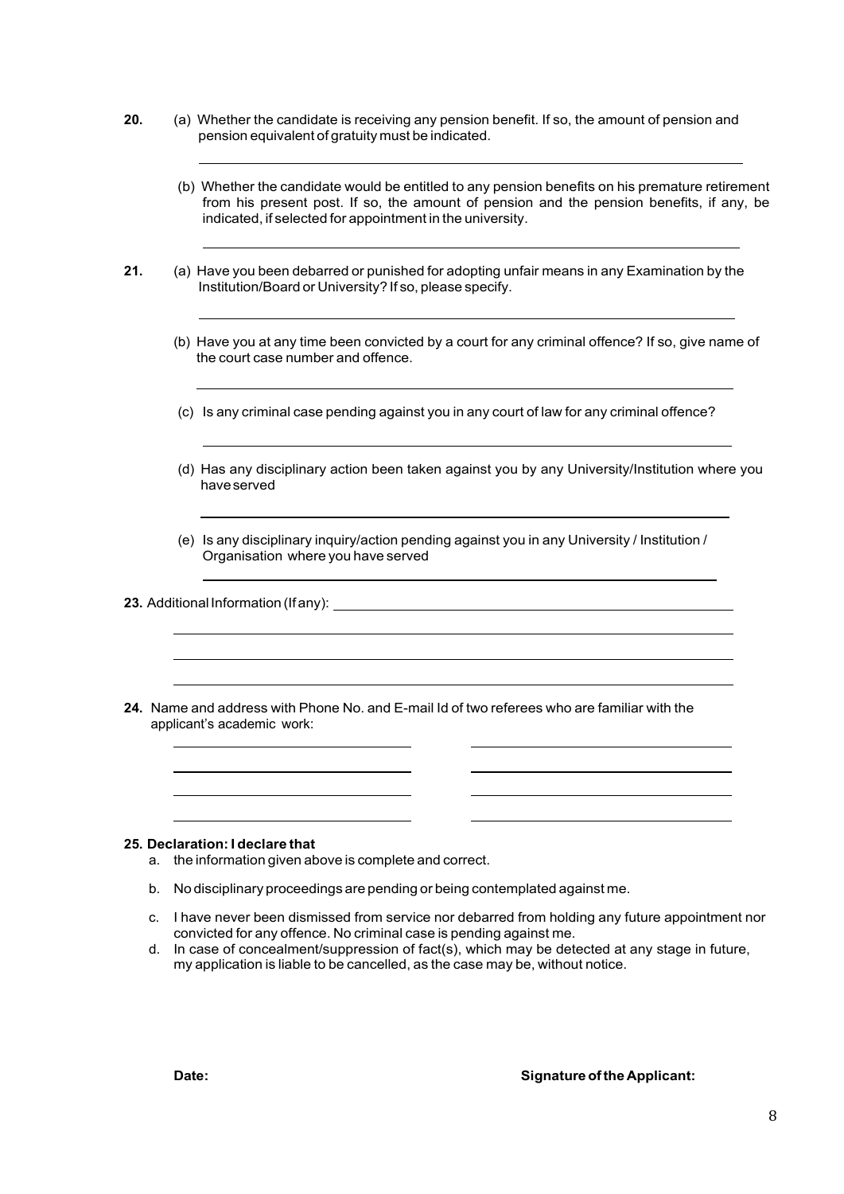**20.** (a) Whether the candidate is receiving any pension benefit. If so, the amount of pension and pension equivalent of gratuity must be indicated.

______________________________________________________________

(b) Whether the candidate would be entitled to any pension benefits on his premature retirement from his present post. If so, the amount of pension and the pension benefits, if any, be indicated, if selected for appointment in the university.

______________________________________________________________

**21.** (a) Have you been debarred or punished for adopting unfair means in any Examination by the Institution/Board or University? If so, please specify.

______________________________________________________________

(b) Have you at any time been convicted by a court for any criminal offence? If so, give name of the court case number and offence.

______________________________________________________________

(c) Is any criminal case pending against you in any court of law for any criminal offence?

______________________________________________________________

(d) Has any disciplinary action been taken against you by any University/Institution where you have served

______________________________________________________________

(e) Is any disciplinary inquiry/action pending against you in any University / Institution / Organisation where you have served

______________________________________________________________

**23.** Additional Information (If any): ______________________________________________

______________________________________________________________

______________________________________________________________

______________________________________________________________

**24.** Name and address with Phone No. and E-mail Id of two referees who are familiar with the applicant's academic work:

| | |
|---|---|
| ______________________ | ______________________ |
| ______________________ | ______________________ |
| ______________________ | ______________________ |
| ______________________ | ______________________ |

**25. Declaration: I declare that**

a. the information given above is complete and correct.

b. No disciplinary proceedings are pending or being contemplated against me.

c. I have never been dismissed from service nor debarred from holding any future appointment nor convicted for any offence. No criminal case is pending against me.

d. In case of concealment/suppression of fact(s), which may be detected at any stage in future, my application is liable to be cancelled, as the case may be, without notice.

**Date:** **Signature of the Applicant:**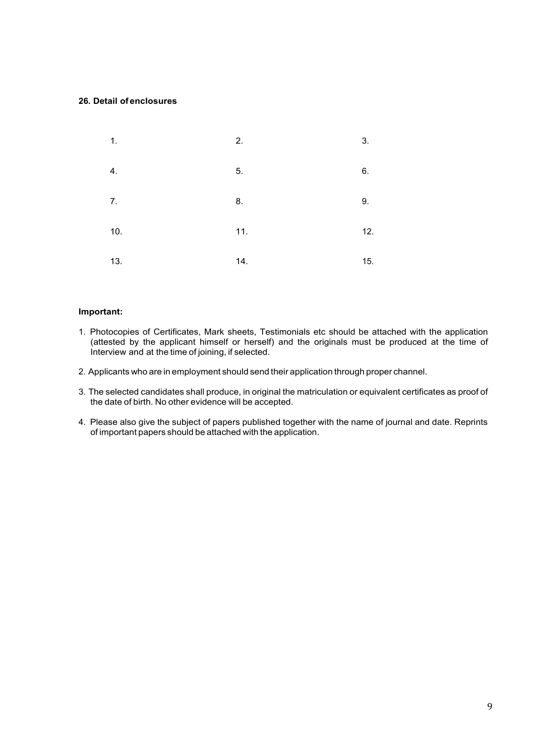**26. Detail of enclosures**

| | | |
|---|---|---|
| 1. | 2. | 3. |
| 4. | 5. | 6. |
| 7. | 8. | 9. |
| 10. | 11. | 12. |
| 13. | 14. | 15. |

**Important:**

1. Photocopies of Certificates, Mark sheets, Testimonials etc should be attached with the application (attested by the applicant himself or herself) and the originals must be produced at the time of Interview and at the time of joining, if selected.
2. Applicants who are in employment should send their application through proper channel.
3. The selected candidates shall produce, in original the matriculation or equivalent certificates as proof of the date of birth. No other evidence will be accepted.
4. Please also give the subject of papers published together with the name of journal and date. Reprints of important papers should be attached with the application.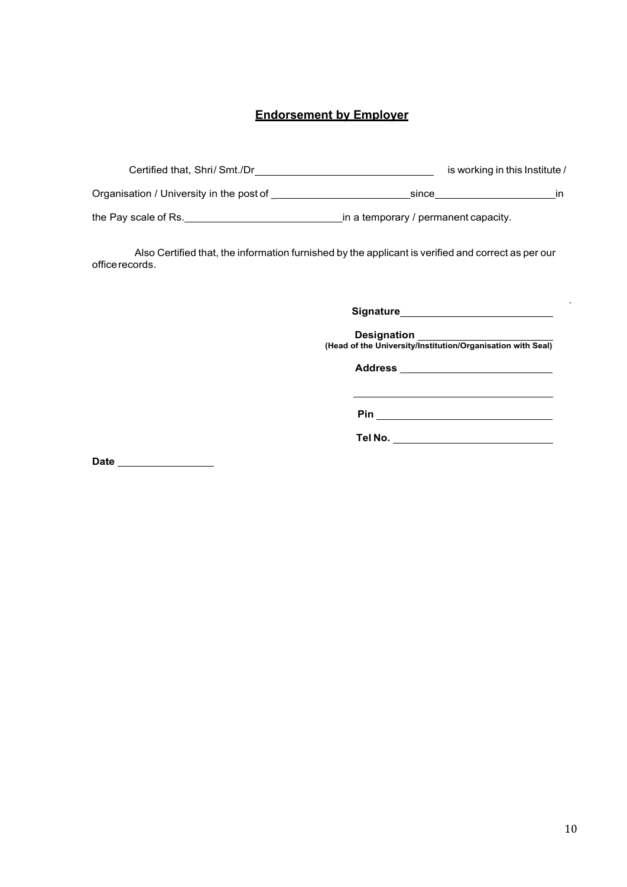## **Endorsement by Employer**

Certified that, Shri/ Smt./Dr ______________________________ is working in this Institute / Organisation / University in the post of ________________________ since ____________________ in the Pay scale of Rs. __________________________ in a temporary / permanent capacity.

Also Certified that, the information furnished by the applicant is verified and correct as per our office records.

**Signature** __________________________

**Designation** ________________________
**(Head of the University/Institution/Organisation with Seal)**

**Address** __________________________

______________________________________

**Pin** ______________________________

**Tel No.** ___________________________

**Date** _________________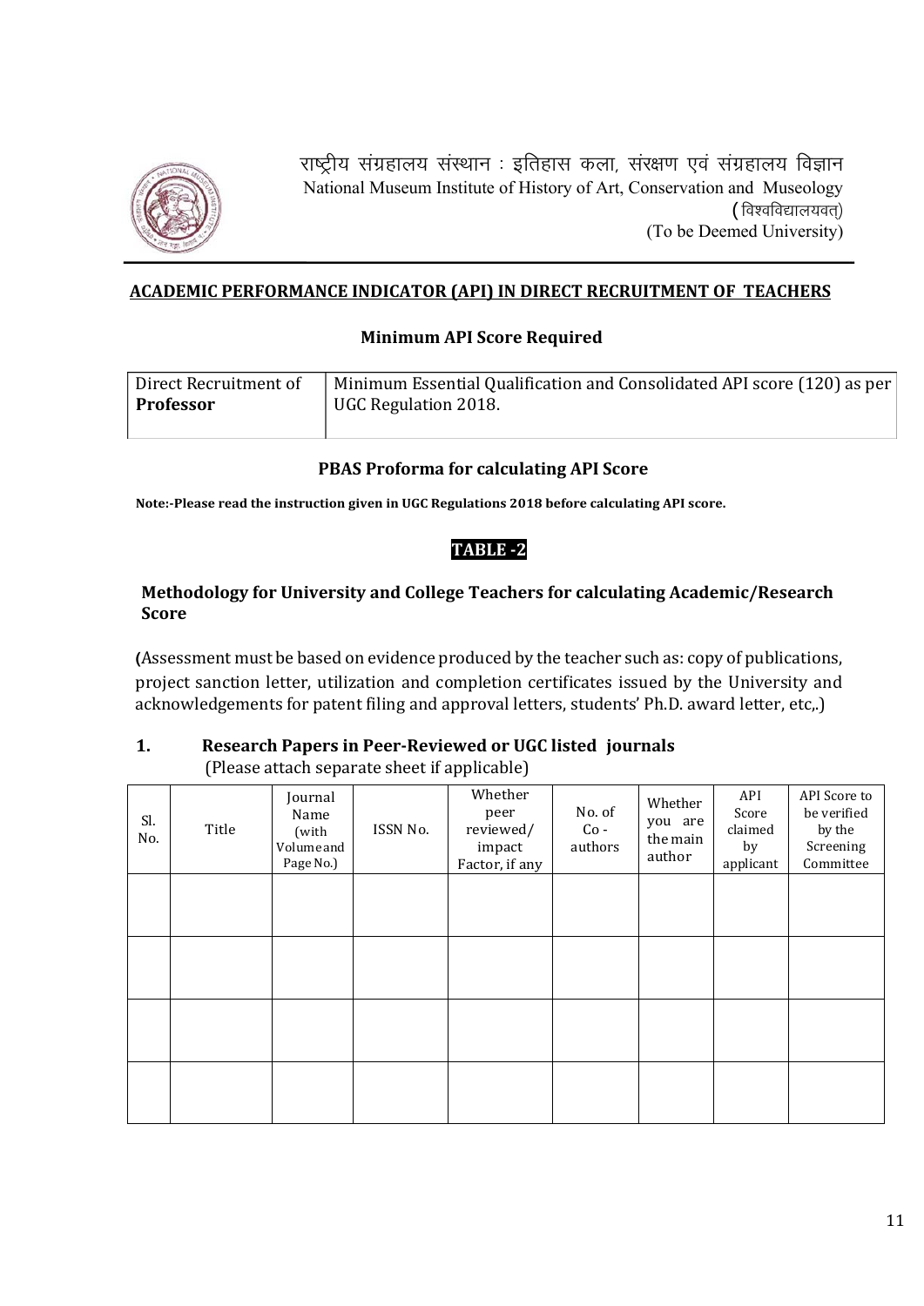राष्ट्रीय संग्रहालय संस्थान : इतिहास कला, संरक्षण एवं संग्रहालय विज्ञान
National Museum Institute of History of Art, Conservation and Museology
(विश्वविद्यालयवत्)
(To be Deemed University)

## ACADEMIC PERFORMANCE INDICATOR (API) IN DIRECT RECRUITMENT OF TEACHERS

### Minimum API Score Required

| Direct Recruitment of **Professor** | Minimum Essential Qualification and Consolidated API score (120) as per UGC Regulation 2018. |
|---|---|

### PBAS Proforma for calculating API Score

**Note:-Please read the instruction given in UGC Regulations 2018 before calculating API score.**

### TABLE -2

### Methodology for University and College Teachers for calculating Academic/Research Score

(Assessment must be based on evidence produced by the teacher such as: copy of publications, project sanction letter, utilization and completion certificates issued by the University and acknowledgements for patent filing and approval letters, students' Ph.D. award letter, etc,.)

### 1. Research Papers in Peer-Reviewed or UGC listed journals

(Please attach separate sheet if applicable)

| Sl. No. | Title | Journal Name (with Volume and Page No.) | ISSN No. | Whether peer reviewed/ impact Factor, if any | No. of Co - authors | Whether you are the main author | API Score claimed by applicant | API Score to be verified by the Screening Committee |
|---|---|---|---|---|---|---|---|---|
| | | | | | | | | |
| | | | | | | | | |
| | | | | | | | | |
| | | | | | | | | |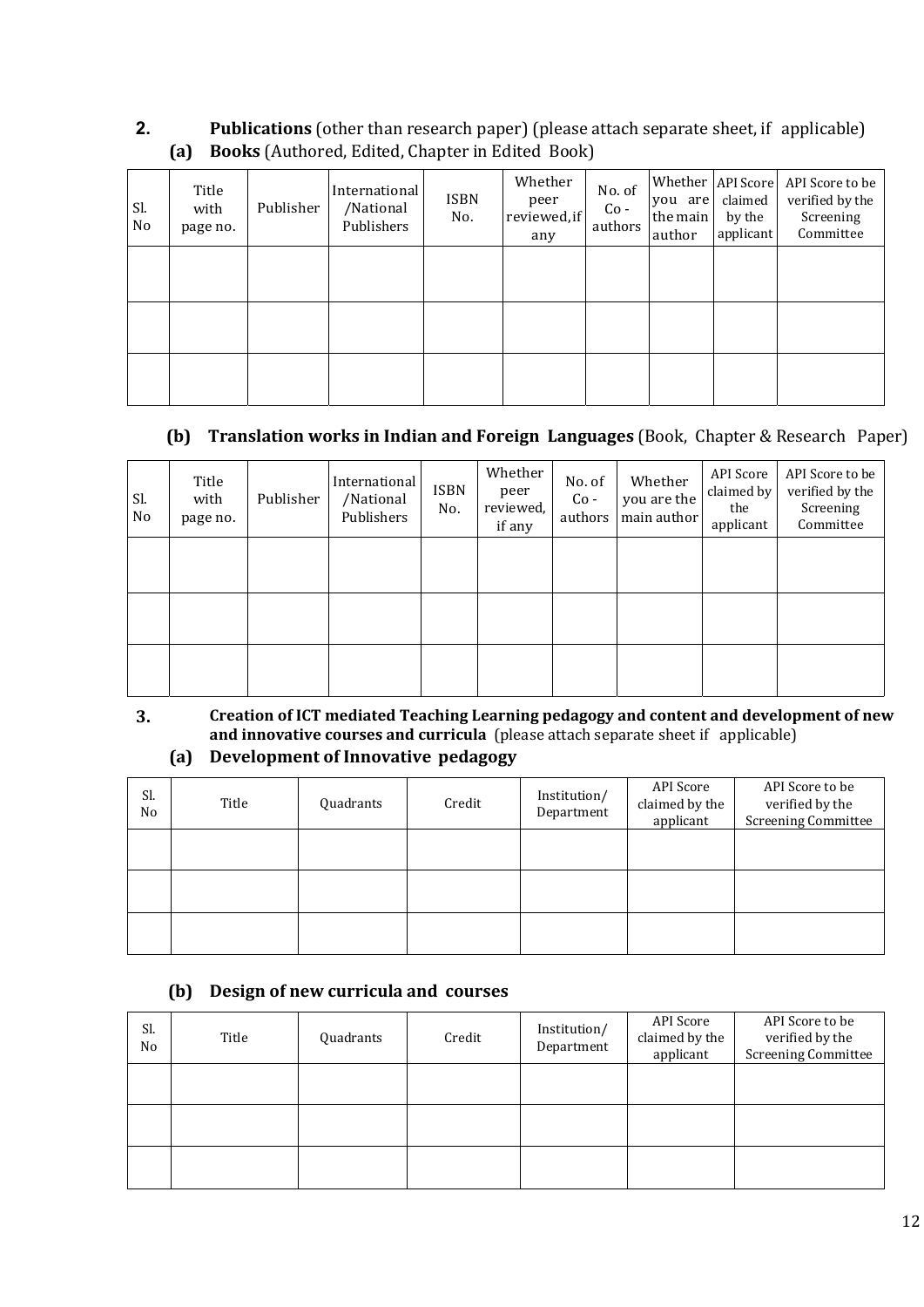**2.** **Publications** (other than research paper) (please attach separate sheet, if applicable)

**(a) Books** (Authored, Edited, Chapter in Edited Book)

| Sl. No | Title with page no. | Publisher | International /National Publishers | ISBN No. | Whether peer reviewed, if any | No. of Co - authors | Whether you are the main author | API Score claimed by the applicant | API Score to be verified by the Screening Committee |
|---|---|---|---|---|---|---|---|---|---|
| | | | | | | | | | |
| | | | | | | | | | |
| | | | | | | | | | |

**(b) Translation works in Indian and Foreign Languages** (Book, Chapter & Research Paper)

| Sl. No | Title with page no. | Publisher | International /National Publishers | ISBN No. | Whether peer reviewed, if any | No. of Co - authors | Whether you are the main author | API Score claimed by the applicant | API Score to be verified by the Screening Committee |
|---|---|---|---|---|---|---|---|---|---|
| | | | | | | | | | |
| | | | | | | | | | |
| | | | | | | | | | |

**3.** **Creation of ICT mediated Teaching Learning pedagogy and content and development of new and innovative courses and curricula** (please attach separate sheet if applicable)

**(a) Development of Innovative pedagogy**

| Sl. No | Title | Quadrants | Credit | Institution/ Department | API Score claimed by the applicant | API Score to be verified by the Screening Committee |
|---|---|---|---|---|---|---|
| | | | | | | |
| | | | | | | |
| | | | | | | |

**(b) Design of new curricula and courses**

| Sl. No | Title | Quadrants | Credit | Institution/ Department | API Score claimed by the applicant | API Score to be verified by the Screening Committee |
|---|---|---|---|---|---|---|
| | | | | | | |
| | | | | | | |
| | | | | | | |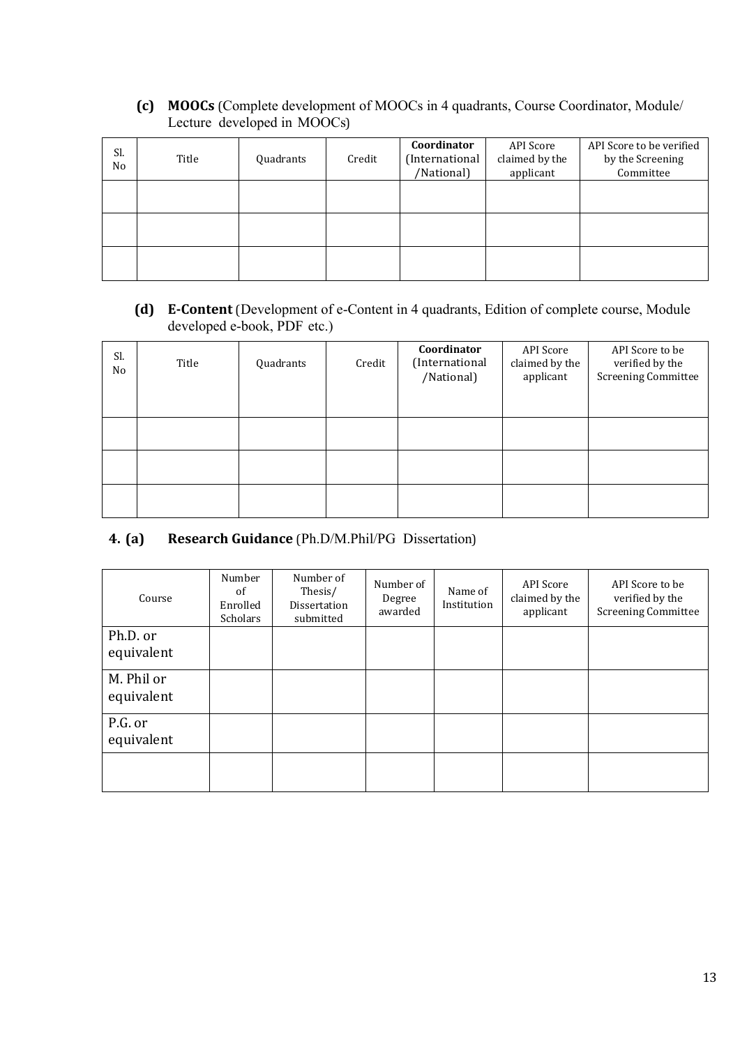**(c) MOOCs** (Complete development of MOOCs in 4 quadrants, Course Coordinator, Module/ Lecture developed in MOOCs)

| Sl. No | Title | Quadrants | Credit | **Coordinator** (International /National) | API Score claimed by the applicant | API Score to be verified by the Screening Committee |
|---|---|---|---|---|---|---|
| | | | | | | |
| | | | | | | |
| | | | | | | |

**(d) E-Content** (Development of e-Content in 4 quadrants, Edition of complete course, Module developed e-book, PDF etc.)

| Sl. No | Title | Quadrants | Credit | **Coordinator** (International /National) | API Score claimed by the applicant | API Score to be verified by the Screening Committee |
|---|---|---|---|---|---|---|
| | | | | | | |
| | | | | | | |
| | | | | | | |

**4. (a) Research Guidance** (Ph.D/M.Phil/PG Dissertation)

| Course | Number of Enrolled Scholars | Number of Thesis/ Dissertation submitted | Number of Degree awarded | Name of Institution | API Score claimed by the applicant | API Score to be verified by the Screening Committee |
|---|---|---|---|---|---|---|
| Ph.D. or equivalent | | | | | | |
| M. Phil or equivalent | | | | | | |
| P.G. or equivalent | | | | | | |
| | | | | | | |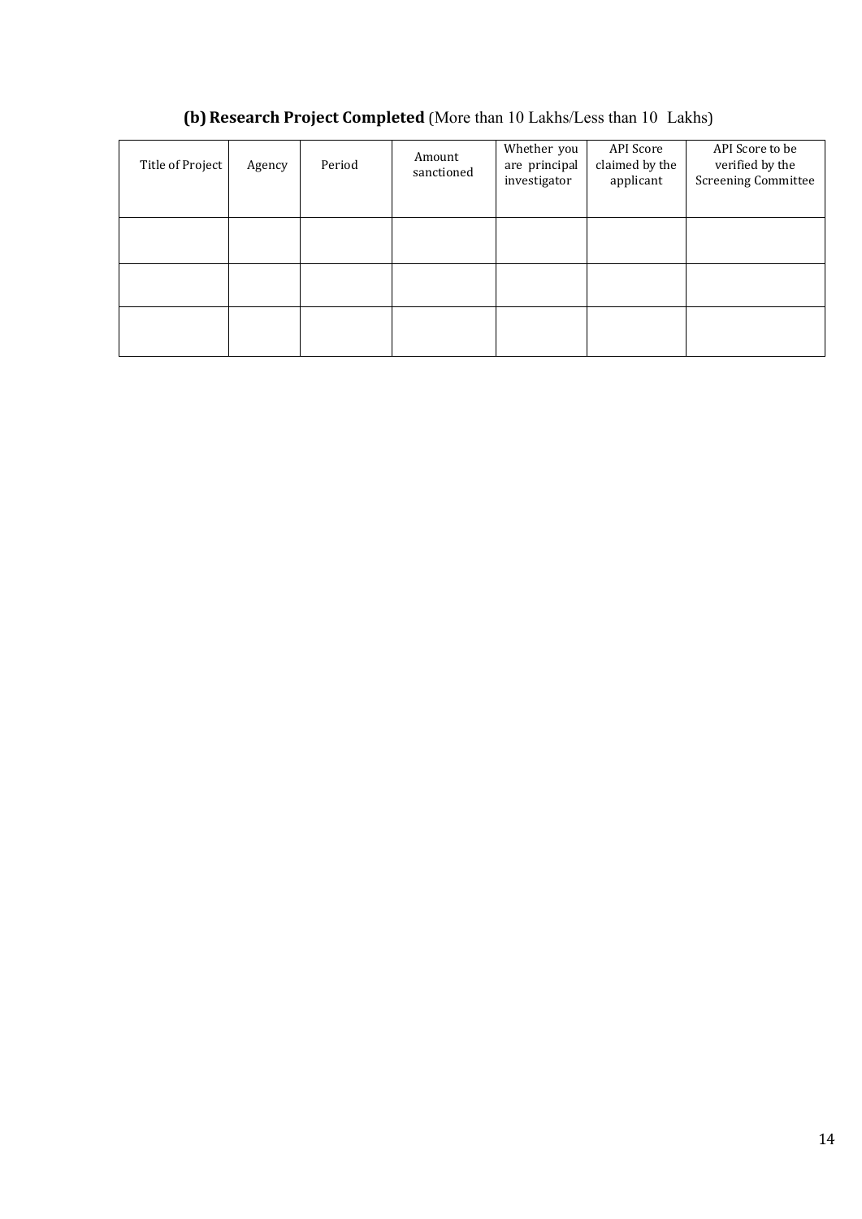**(b) Research Project Completed** (More than 10 Lakhs/Less than 10 Lakhs)

| Title of Project | Agency | Period | Amount sanctioned | Whether you are principal investigator | API Score claimed by the applicant | API Score to be verified by the Screening Committee |
|---|---|---|---|---|---|---|
| | | | | | | |
| | | | | | | |
| | | | | | | |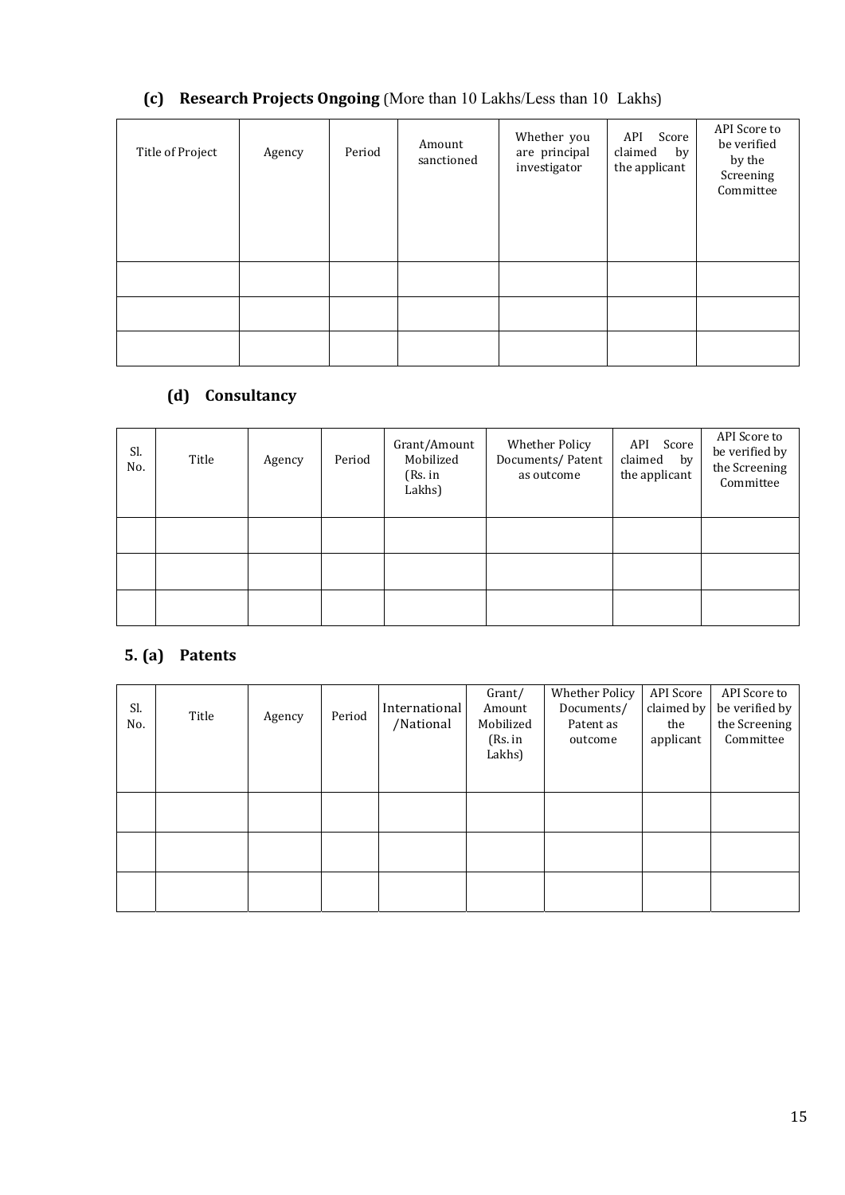### (c) Research Projects Ongoing (More than 10 Lakhs/Less than 10 Lakhs)

| Title of Project | Agency | Period | Amount sanctioned | Whether you are principal investigator | API Score claimed by the applicant | API Score to be verified by the Screening Committee |
|---|---|---|---|---|---|---|
| | | | | | | |
| | | | | | | |
| | | | | | | |

### (d) Consultancy

| Sl. No. | Title | Agency | Period | Grant/Amount Mobilized (Rs. in Lakhs) | Whether Policy Documents/ Patent as outcome | API Score claimed by the applicant | API Score to be verified by the Screening Committee |
|---|---|---|---|---|---|---|---|
| | | | | | | | |
| | | | | | | | |
| | | | | | | | |

## 5. (a) Patents

| Sl. No. | Title | Agency | Period | International /National | Grant/ Amount Mobilized (Rs. in Lakhs) | Whether Policy Documents/ Patent as outcome | API Score claimed by the applicant | API Score to be verified by the Screening Committee |
|---|---|---|---|---|---|---|---|---|
| | | | | | | | | |
| | | | | | | | | |
| | | | | | | | | |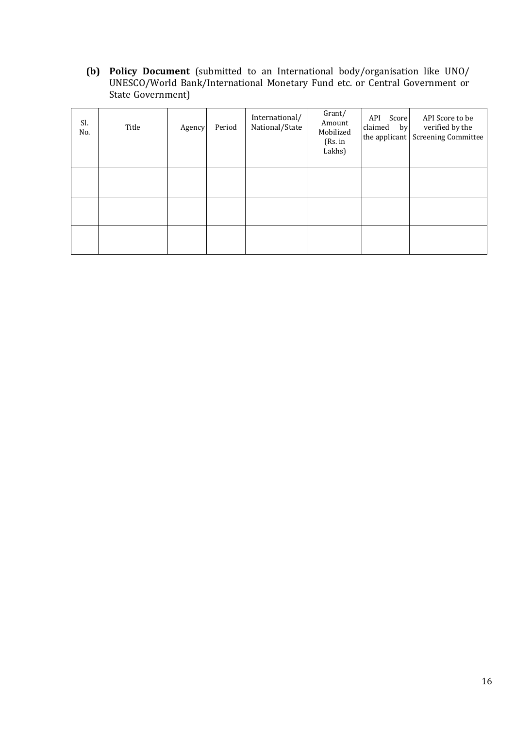**(b) Policy Document** (submitted to an International body/organisation like UNO/ UNESCO/World Bank/International Monetary Fund etc. or Central Government or State Government)

| Sl. No. | Title | Agency | Period | International/ National/State | Grant/ Amount Mobilized (Rs. in Lakhs) | API Score claimed by the applicant | API Score to be verified by the Screening Committee |
|---|---|---|---|---|---|---|---|
| | | | | | | | |
| | | | | | | | |
| | | | | | | | |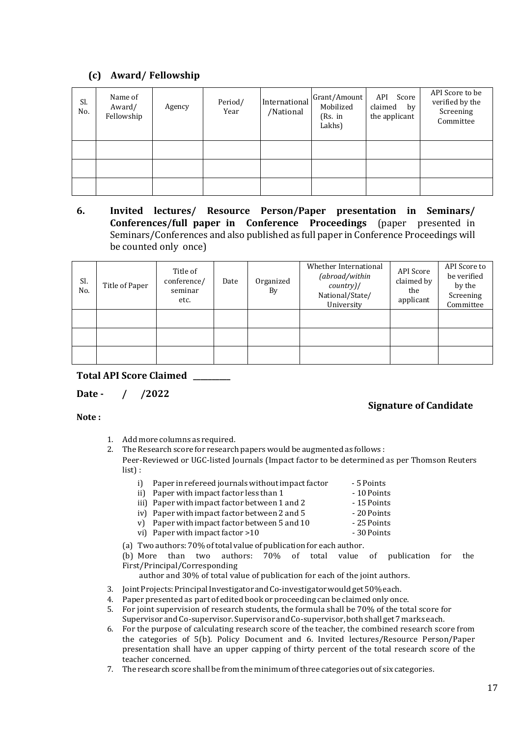### (c) Award/ Fellowship

| Sl. No. | Name of Award/ Fellowship | Agency | Period/ Year | International /National | Grant/Amount Mobilized (Rs. in Lakhs) | API Score claimed by the applicant | API Score to be verified by the Screening Committee |
|---|---|---|---|---|---|---|---|
| | | | | | | | |
| | | | | | | | |
| | | | | | | | |

**6. Invited lectures/ Resource Person/Paper presentation in Seminars/ Conferences/full paper in Conference Proceedings** (paper presented in Seminars/Conferences and also published as full paper in Conference Proceedings will be counted only once)

| Sl. No. | Title of Paper | Title of conference/ seminar etc. | Date | Organized By | Whether International *(abroad/within country)*/ National/State/ University | API Score claimed by the applicant | API Score to be verified by the Screening Committee |
|---|---|---|---|---|---|---|---|
| | | | | | | | |
| | | | | | | | |
| | | | | | | | |

**Total API Score Claimed \_\_\_\_\_\_\_\_\_**

**Date - / /2022**

**Signature of Candidate**

**Note :**

1. Add more columns as required.
2. The Research score for research papers would be augmented as follows :
   Peer-Reviewed or UGC-listed Journals (Impact factor to be determined as per Thomson Reuters list) :
   - i) Paper in refereed journals without impact factor - 5 Points
   - ii) Paper with impact factor less than 1 - 10 Points
   - iii) Paper with impact factor between 1 and 2 - 15 Points
   - iv) Paper with impact factor between 2 and 5 - 20 Points
   - v) Paper with impact factor between 5 and 10 - 25 Points
   - vi) Paper with impact factor >10 - 30 Points

   (a) Two authors: 70% of total value of publication for each author.
   (b) More than two authors: 70% of total value of publication for the First/Principal/Corresponding author and 30% of total value of publication for each of the joint authors.
3. Joint Projects: Principal Investigator and Co-investigator would get 50% each.
4. Paper presented as part of edited book or proceeding can be claimed only once.
5. For joint supervision of research students, the formula shall be 70% of the total score for Supervisor and Co-supervisor. Supervisor and Co-supervisor, both shall get 7 marks each.
6. For the purpose of calculating research score of the teacher, the combined research score from the categories of 5(b). Policy Document and 6. Invited lectures/Resource Person/Paper presentation shall have an upper capping of thirty percent of the total research score of the teacher concerned.
7. The research score shall be from the minimum of three categories out of six categories.